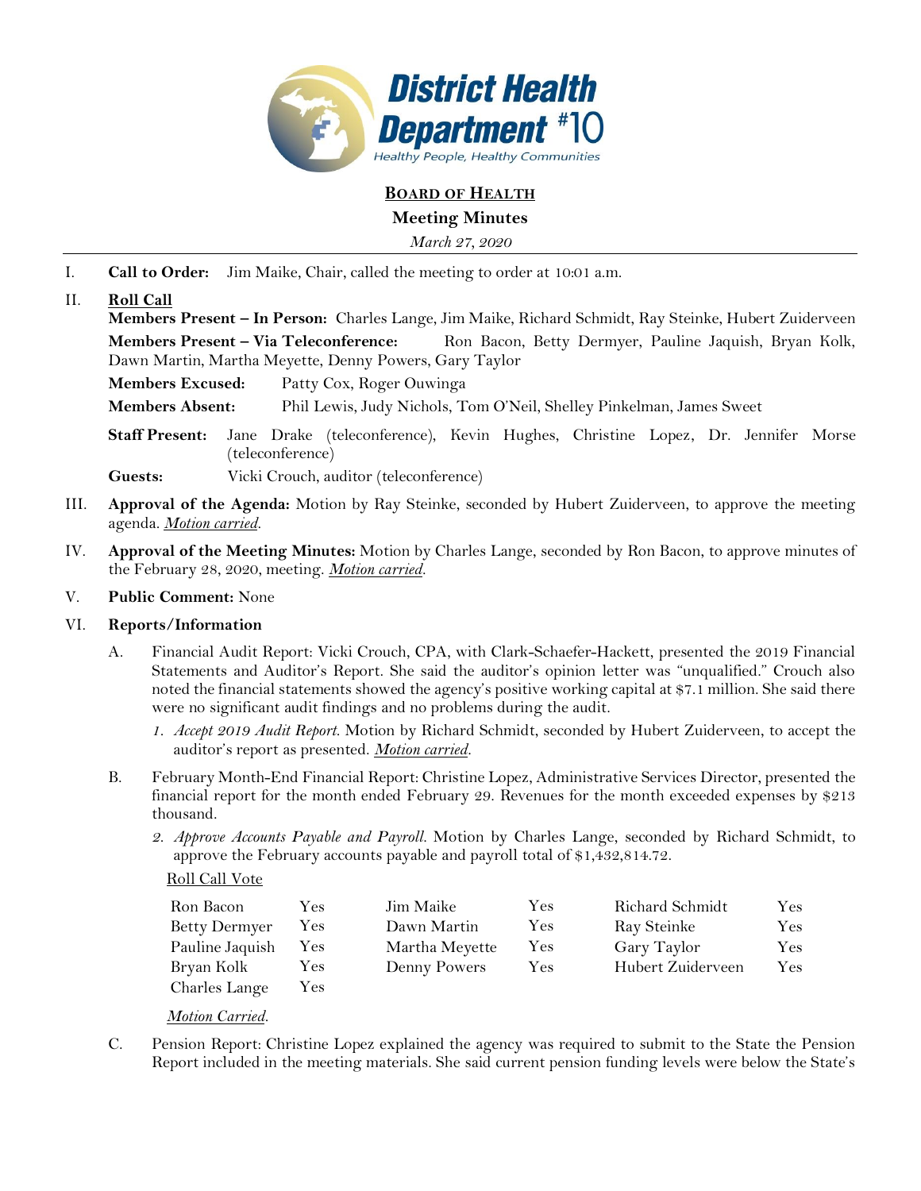# BOARD OF HEALTH

## Meeting Minutes

*March 27, 2020*

I. **Call to Order:** Jim Maike, Chair, called the meeting to order at 10:01 a.m.

II. **Roll Call**

**Members Present – In Person:** Charles Lange, Jim Maike, Richard Schmidt, Ray Steinke, Hubert Zuiderveen

**Members Present – Via Teleconference:** Ron Bacon, Betty Dermyer, Pauline Jaquish, Bryan Kolk, Dawn Martin, Martha Meyette, Denny Powers, Gary Taylor

**Members Excused:** Patty Cox, Roger Ouwinga

**Members Absent:** Phil Lewis, Judy Nichols, Tom O'Neil, Shelley Pinkelman, James Sweet

**Staff Present:** Jane Drake (teleconference), Kevin Hughes, Christine Lopez, Dr. Jennifer Morse (teleconference)

**Guests:** Vicki Crouch, auditor (teleconference)

III. **Approval of the Agenda:** Motion by Ray Steinke, seconded by Hubert Zuiderveen, to approve the meeting agenda. ***Motion carried***.

IV. **Approval of the Meeting Minutes:** Motion by Charles Lange, seconded by Ron Bacon, to approve minutes of the February 28, 2020, meeting. ***Motion carried***.

V. **Public Comment:** None

VI. **Reports/Information**

A. Financial Audit Report: Vicki Crouch, CPA, with Clark-Schaefer-Hackett, presented the 2019 Financial Statements and Auditor's Report. She said the auditor's opinion letter was "unqualified." Crouch also noted the financial statements showed the agency's positive working capital at $7.1 million. She said there were no significant audit findings and no problems during the audit.

1. *Accept 2019 Audit Report.* Motion by Richard Schmidt, seconded by Hubert Zuiderveen, to accept the auditor's report as presented. ***Motion carried***.

B. February Month-End Financial Report: Christine Lopez, Administrative Services Director, presented the financial report for the month ended February 29. Revenues for the month exceeded expenses by $213 thousand.

2. *Approve Accounts Payable and Payroll.* Motion by Charles Lange, seconded by Richard Schmidt, to approve the February accounts payable and payroll total of $1,432,814.72.

Roll Call Vote

| | | | | | |
|---|---|---|---|---|---|
| Ron Bacon | Yes | Jim Maike | Yes | Richard Schmidt | Yes |
| Betty Dermyer | Yes | Dawn Martin | Yes | Ray Steinke | Yes |
| Pauline Jaquish | Yes | Martha Meyette | Yes | Gary Taylor | Yes |
| Bryan Kolk | Yes | Denny Powers | Yes | Hubert Zuiderveen | Yes |
| Charles Lange | Yes | | | | |

***Motion Carried***.

C. Pension Report: Christine Lopez explained the agency was required to submit to the State the Pension Report included in the meeting materials. She said current pension funding levels were below the State's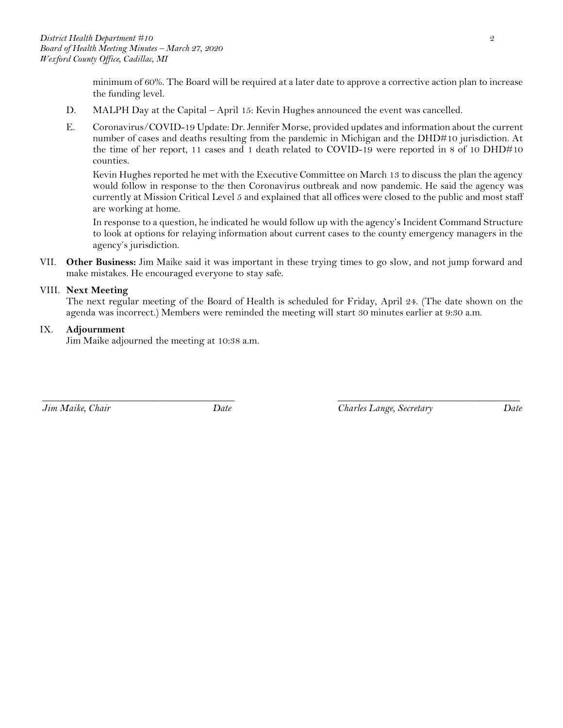minimum of 60%. The Board will be required at a later date to approve a corrective action plan to increase the funding level.

D. MALPH Day at the Capital – April 15: Kevin Hughes announced the event was cancelled.

E. Coronavirus/COVID-19 Update: Dr. Jennifer Morse, provided updates and information about the current number of cases and deaths resulting from the pandemic in Michigan and the DHD#10 jurisdiction. At the time of her report, 11 cases and 1 death related to COVID-19 were reported in 8 of 10 DHD#10 counties.

   Kevin Hughes reported he met with the Executive Committee on March 13 to discuss the plan the agency would follow in response to the then Coronavirus outbreak and now pandemic. He said the agency was currently at Mission Critical Level 5 and explained that all offices were closed to the public and most staff are working at home.

   In response to a question, he indicated he would follow up with the agency's Incident Command Structure to look at options for relaying information about current cases to the county emergency managers in the agency's jurisdiction.

VII. **Other Business:** Jim Maike said it was important in these trying times to go slow, and not jump forward and make mistakes. He encouraged everyone to stay safe.

VIII. **Next Meeting**

The next regular meeting of the Board of Health is scheduled for Friday, April 24. (The date shown on the agenda was incorrect.) Members were reminded the meeting will start 30 minutes earlier at 9:30 a.m.

IX. **Adjournment**

Jim Maike adjourned the meeting at 10:38 a.m.

______________________________________ 
*Jim Maike, Chair* *Date*

______________________________________ 
*Charles Lange, Secretary* *Date*